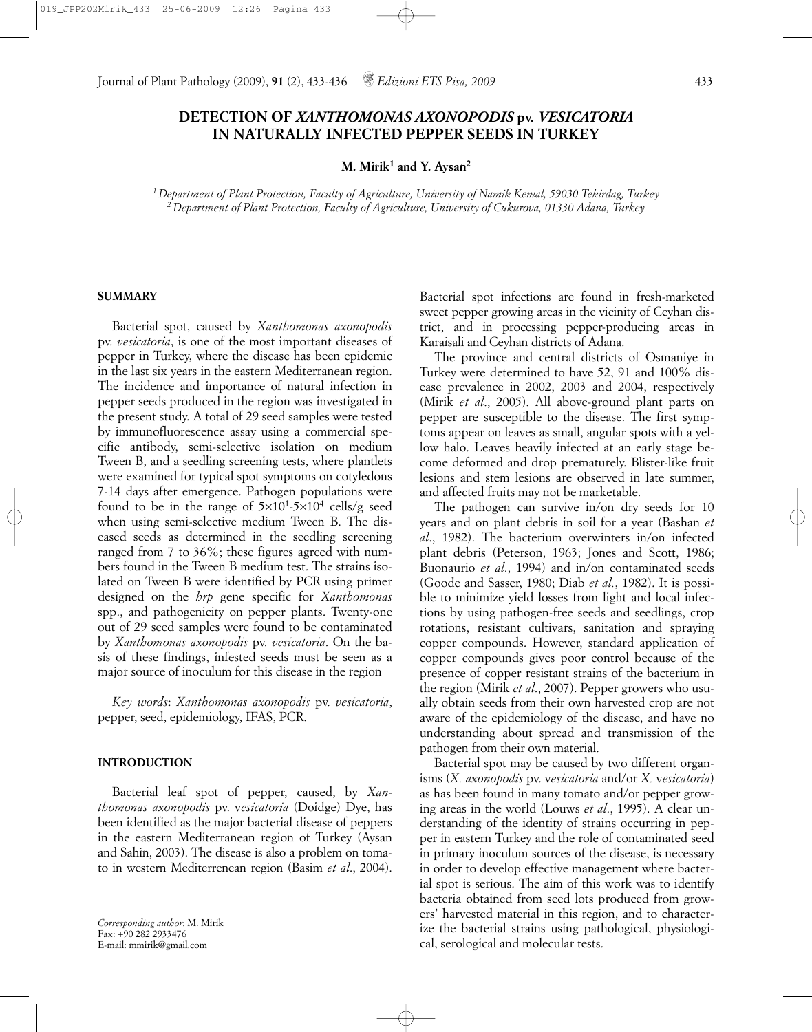# DETECTION OF *XANTHOMONAS AXONOPODIS* pv. *VESICATORIA* IN NATURALLY INFECTED PEPPER SEEDS IN TURKEY

**M. Mirik[1] and Y. Aysan[2]**

[1] *Department of Plant Protection, Faculty of Agriculture, University of Namik Kemal, 59030 Tekirdag, Turkey*
[2] *Department of Plant Protection, Faculty of Agriculture, University of Cukurova, 01330 Adana, Turkey*

## SUMMARY

Bacterial spot, caused by *Xanthomonas axonopodis* pv. *vesicatoria*, is one of the most important diseases of pepper in Turkey, where the disease has been epidemic in the last six years in the eastern Mediterranean region. The incidence and importance of natural infection in pepper seeds produced in the region was investigated in the present study. A total of 29 seed samples were tested by immunofluorescence assay using a commercial specific antibody, semi-selective isolation on medium Tween B, and a seedling screening tests, where plantlets were examined for typical spot symptoms on cotyledons 7-14 days after emergence. Pathogen populations were found to be in the range of $5 \times 10^1$-$5 \times 10^4$ cells/g seed when using semi-selective medium Tween B. The diseased seeds as determined in the seedling screening ranged from 7 to 36%; these figures agreed with numbers found in the Tween B medium test. The strains isolated on Tween B were identified by PCR using primer designed on the *hrp* gene specific for *Xanthomonas* spp., and pathogenicity on pepper plants. Twenty-one out of 29 seed samples were found to be contaminated by *Xanthomonas axonopodis* pv. *vesicatoria*. On the basis of these findings, infested seeds must be seen as a major source of inoculum for this disease in the region

*Key words***:** *Xanthomonas axonopodis* pv. *vesicatoria*, pepper, seed, epidemiology, IFAS, PCR.

## INTRODUCTION

Bacterial leaf spot of pepper, caused, by *Xanthomonas axonopodis* pv. v*esicatoria* (Doidge) Dye, has been identified as the major bacterial disease of peppers in the eastern Mediterranean region of Turkey (Aysan and Sahin, 2003). The disease is also a problem on tomato in western Mediterrenean region (Basim *et al*., 2004). Bacterial spot infections are found in fresh-marketed sweet pepper growing areas in the vicinity of Ceyhan district, and in processing pepper-producing areas in Karaisali and Ceyhan districts of Adana.

The province and central districts of Osmaniye in Turkey were determined to have 52, 91 and 100% disease prevalence in 2002, 2003 and 2004, respectively (Mirik *et al*., 2005). All above-ground plant parts on pepper are susceptible to the disease. The first symptoms appear on leaves as small, angular spots with a yellow halo. Leaves heavily infected at an early stage become deformed and drop prematurely. Blister-like fruit lesions and stem lesions are observed in late summer, and affected fruits may not be marketable.

The pathogen can survive in/on dry seeds for 10 years and on plant debris in soil for a year (Bashan *et al*., 1982). The bacterium overwinters in/on infected plant debris (Peterson, 1963; Jones and Scott, 1986; Buonaurio *et al*., 1994) and in/on contaminated seeds (Goode and Sasser, 1980; Diab *et al.*, 1982). It is possible to minimize yield losses from light and local infections by using pathogen-free seeds and seedlings, crop rotations, resistant cultivars, sanitation and spraying copper compounds. However, standard application of copper compounds gives poor control because of the presence of copper resistant strains of the bacterium in the region (Mirik *et al*., 2007). Pepper growers who usually obtain seeds from their own harvested crop are not aware of the epidemiology of the disease, and have no understanding about spread and transmission of the pathogen from their own material.

Bacterial spot may be caused by two different organisms (*X. axonopodis* pv. v*esicatoria* and/or *X.* v*esicatoria*) as has been found in many tomato and/or pepper growing areas in the world (Louws *et al*., 1995). A clear understanding of the identity of strains occurring in pepper in eastern Turkey and the role of contaminated seed in primary inoculum sources of the disease, is necessary in order to develop effective management where bacterial spot is serious. The aim of this work was to identify bacteria obtained from seed lots produced from growers' harvested material in this region, and to characterize the bacterial strains using pathological, physiological, serological and molecular tests.

*Corresponding author*: M. Mirik
Fax: +90 282 2933476
E-mail: mmirik@gmail.com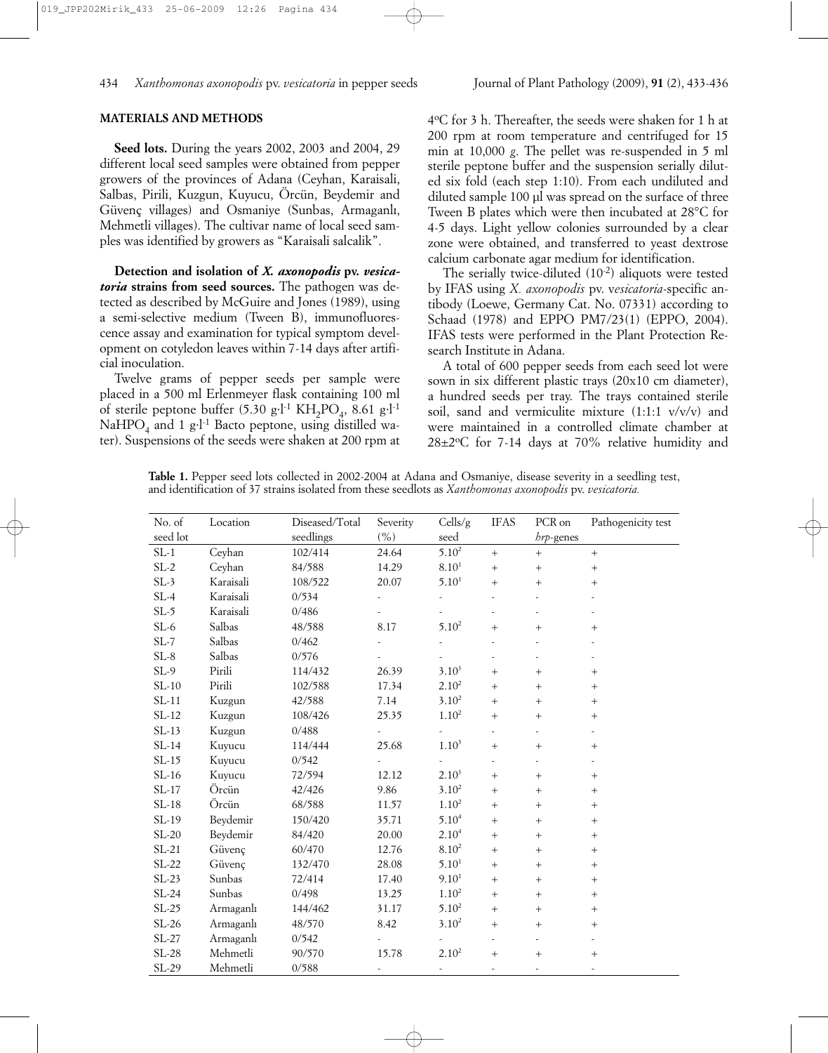## MATERIALS AND METHODS

**Seed lots.** During the years 2002, 2003 and 2004, 29 different local seed samples were obtained from pepper growers of the provinces of Adana (Ceyhan, Karaisali, Salbas, Pirili, Kuzgun, Kuyucu, Örcün, Beydemir and Güvenç villages) and Osmaniye (Sunbas, Armaganlı, Mehmetli villages). The cultivar name of local seed samples was identified by growers as "Karaisali salcalik".

**Detection and isolation of *X. axonopodis* pv. *vesicatoria* strains from seed sources.** The pathogen was detected as described by McGuire and Jones (1989), using a semi-selective medium (Tween B), immunofluorescence assay and examination for typical symptom development on cotyledon leaves within 7-14 days after artificial inoculation.

Twelve grams of pepper seeds per sample were placed in a 500 ml Erlenmeyer flask containing 100 ml of sterile peptone buffer (5.30 $g \cdot l^{-1}$ $KH_2PO_4$, 8.61 $g \cdot l^{-1}$ $NaHPO_4$ and 1 $g \cdot l^{-1}$ Bacto peptone, using distilled water). Suspensions of the seeds were shaken at 200 rpm at 4°C for 3 h. Thereafter, the seeds were shaken for 1 h at 200 rpm at room temperature and centrifuged for 15 min at 10,000 *g*. The pellet was re-suspended in 5 ml sterile peptone buffer and the suspension serially diluted six fold (each step 1:10). From each undiluted and diluted sample 100 µl was spread on the surface of three Tween B plates which were then incubated at 28°C for 4-5 days. Light yellow colonies surrounded by a clear zone were obtained, and transferred to yeast dextrose calcium carbonate agar medium for identification.

The serially twice-diluted ($10^{-2}$) aliquots were tested by IFAS using *X. axonopodis* pv. *vesicatoria*-specific antibody (Loewe, Germany Cat. No. 07331) according to Schaad (1978) and EPPO PM7/23(1) (EPPO, 2004). IFAS tests were performed in the Plant Protection Research Institute in Adana.

A total of 600 pepper seeds from each seed lot were sown in six different plastic trays (20x10 cm diameter), a hundred seeds per tray. The trays contained sterile soil, sand and vermiculite mixture (1:1:1 v/v/v) and were maintained in a controlled climate chamber at 28±2°C for 7-14 days at 70% relative humidity and

**Table 1.** Pepper seed lots collected in 2002-2004 at Adana and Osmaniye, disease severity in a seedling test, and identification of 37 strains isolated from these seedlots as *Xanthomonas axonopodis* pv. *vesicatoria.*

| No. of seed lot | Location | Diseased/Total seedlings | Severity (%) | Cells/g seed | IFAS | PCR on *hrp*-genes | Pathogenicity test |
|---|---|---|---|---|---|---|---|
| SL-1 | Ceyhan | 102/414 | 24.64 | $5.10^2$ | + | + | + |
| SL-2 | Ceyhan | 84/588 | 14.29 | $8.10^1$ | + | + | + |
| SL-3 | Karaisali | 108/522 | 20.07 | $5.10^1$ | + | + | + |
| SL-4 | Karaisali | 0/534 | - | - | - | - | - |
| SL-5 | Karaisali | 0/486 | - | - | - | - | - |
| SL-6 | Salbas | 48/588 | 8.17 | $5.10^2$ | + | + | + |
| SL-7 | Salbas | 0/462 | - | - | - | - | - |
| SL-8 | Salbas | 0/576 | - | - | - | - | - |
| SL-9 | Pirili | 114/432 | 26.39 | $3.10^3$ | + | + | + |
| SL-10 | Pirili | 102/588 | 17.34 | $2.10^2$ | + | + | + |
| SL-11 | Kuzgun | 42/588 | 7.14 | $3.10^2$ | + | + | + |
| SL-12 | Kuzgun | 108/426 | 25.35 | $1.10^2$ | + | + | + |
| SL-13 | Kuzgun | 0/488 | - | - | - | - | - |
| SL-14 | Kuyucu | 114/444 | 25.68 | $1.10^3$ | + | + | + |
| SL-15 | Kuyucu | 0/542 | - | - | - | - | - |
| SL-16 | Kuyucu | 72/594 | 12.12 | $2.10^3$ | + | + | + |
| SL-17 | Örcün | 42/426 | 9.86 | $3.10^2$ | + | + | + |
| SL-18 | Örcün | 68/588 | 11.57 | $1.10^2$ | + | + | + |
| SL-19 | Beydemir | 150/420 | 35.71 | $5.10^4$ | + | + | + |
| SL-20 | Beydemir | 84/420 | 20.00 | $2.10^4$ | + | + | + |
| SL-21 | Güvenç | 60/470 | 12.76 | $8.10^2$ | + | + | + |
| SL-22 | Güvenç | 132/470 | 28.08 | $5.10^1$ | + | + | + |
| SL-23 | Sunbas | 72/414 | 17.40 | $9.10^1$ | + | + | + |
| SL-24 | Sunbas | 0/498 | 13.25 | $1.10^2$ | + | + | + |
| SL-25 | Armaganlı | 144/462 | 31.17 | $5.10^2$ | + | + | + |
| SL-26 | Armaganlı | 48/570 | 8.42 | $3.10^2$ | + | + | + |
| SL-27 | Armaganlı | 0/542 | - | - | - | - | - |
| SL-28 | Mehmetli | 90/570 | 15.78 | $2.10^2$ | + | + | + |
| SL-29 | Mehmetli | 0/588 | - | - | - | - | - |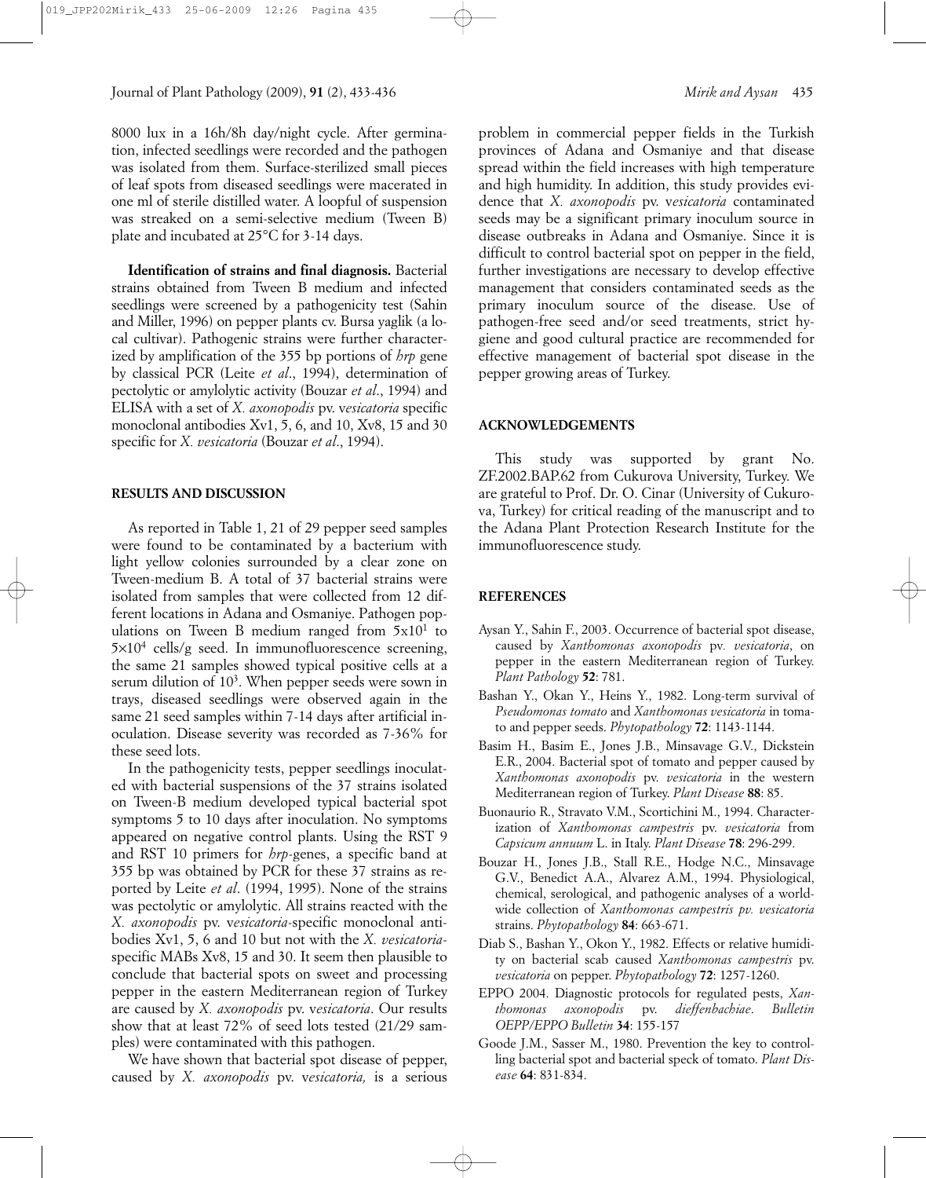8000 lux in a 16h/8h day/night cycle. After germination, infected seedlings were recorded and the pathogen was isolated from them. Surface-sterilized small pieces of leaf spots from diseased seedlings were macerated in one ml of sterile distilled water. A loopful of suspension was streaked on a semi-selective medium (Tween B) plate and incubated at 25°C for 3-14 days.

**Identification of strains and final diagnosis.** Bacterial strains obtained from Tween B medium and infected seedlings were screened by a pathogenicity test (Sahin and Miller, 1996) on pepper plants cv. Bursa yaglik (a local cultivar). Pathogenic strains were further characterized by amplification of the 355 bp portions of *hrp* gene by classical PCR (Leite *et al*., 1994), determination of pectolytic or amylolytic activity (Bouzar *et al*., 1994) and ELISA with a set of *X. axonopodis* pv. v*esicatoria* specific monoclonal antibodies Xv1, 5, 6, and 10, Xv8, 15 and 30 specific for *X. vesicatoria* (Bouzar *et al*., 1994).

## RESULTS AND DISCUSSION

As reported in Table 1, 21 of 29 pepper seed samples were found to be contaminated by a bacterium with light yellow colonies surrounded by a clear zone on Tween-medium B. A total of 37 bacterial strains were isolated from samples that were collected from 12 different locations in Adana and Osmaniye. Pathogen populations on Tween B medium ranged from $5 \times 10^1$ to $5 \times 10^4$ cells/g seed. In immunofluorescence screening, the same 21 samples showed typical positive cells at a serum dilution of $10^3$. When pepper seeds were sown in trays, diseased seedlings were observed again in the same 21 seed samples within 7-14 days after artificial inoculation. Disease severity was recorded as 7-36% for these seed lots.

In the pathogenicity tests, pepper seedlings inoculated with bacterial suspensions of the 37 strains isolated on Tween-B medium developed typical bacterial spot symptoms 5 to 10 days after inoculation. No symptoms appeared on negative control plants. Using the RST 9 and RST 10 primers for *hrp*-genes, a specific band at 355 bp was obtained by PCR for these 37 strains as reported by Leite *et al*. (1994, 1995). None of the strains was pectolytic or amylolytic. All strains reacted with the *X. axonopodis* pv. v*esicatoria*-specific monoclonal antibodies Xv1, 5, 6 and 10 but not with the *X. vesicatoria*-specific MABs Xv8, 15 and 30. It seem then plausible to conclude that bacterial spots on sweet and processing pepper in the eastern Mediterranean region of Turkey are caused by *X. axonopodis* pv. v*esicatoria*. Our results show that at least 72% of seed lots tested (21/29 samples) were contaminated with this pathogen.

We have shown that bacterial spot disease of pepper, caused by *X. axonopodis* pv. v*esicatoria,* is a serious problem in commercial pepper fields in the Turkish provinces of Adana and Osmaniye and that disease spread within the field increases with high temperature and high humidity. In addition, this study provides evidence that *X. axonopodis* pv. v*esicatoria* contaminated seeds may be a significant primary inoculum source in disease outbreaks in Adana and Osmaniye. Since it is difficult to control bacterial spot on pepper in the field, further investigations are necessary to develop effective management that considers contaminated seeds as the primary inoculum source of the disease. Use of pathogen-free seed and/or seed treatments, strict hygiene and good cultural practice are recommended for effective management of bacterial spot disease in the pepper growing areas of Turkey.

## ACKNOWLEDGEMENTS

This study was supported by grant No. ZF.2002.BAP.62 from Cukurova University, Turkey. We are grateful to Prof. Dr. O. Cinar (University of Cukurova, Turkey) for critical reading of the manuscript and to the Adana Plant Protection Research Institute for the immunofluorescence study.

## REFERENCES

Aysan Y., Sahin F., 2003. Occurrence of bacterial spot disease, caused by *Xanthomonas axonopodis* pv. *vesicatoria*, on pepper in the eastern Mediterranean region of Turkey. *Plant Pathology* **52**: 781.

Bashan Y., Okan Y., Heins Y., 1982. Long-term survival of *Pseudomonas tomato* and *Xanthomonas vesicatoria* in tomato and pepper seeds. *Phytopathology* **72**: 1143-1144.

Basim H., Basim E., Jones J.B., Minsavage G.V., Dickstein E.R., 2004. Bacterial spot of tomato and pepper caused by *Xanthomonas axonopodis* pv. *vesicatoria* in the western Mediterranean region of Turkey. *Plant Disease* **88**: 85.

Buonaurio R., Stravato V.M., Scortichini M., 1994. Characterization of *Xanthomonas campestris* pv. *vesicatoria* from *Capsicum annuum* L. in Italy. *Plant Disease* **78**: 296-299.

Bouzar H., Jones J.B., Stall R.E., Hodge N.C., Minsavage G.V., Benedict A.A., Alvarez A.M., 1994. Physiological, chemical, serological, and pathogenic analyses of a worldwide collection of *Xanthomonas campestris pv. vesicatoria* strains. *Phytopathology* **84**: 663-671.

Diab S., Bashan Y., Okon Y., 1982. Effects or relative humidity on bacterial scab caused *Xanthomonas campestris* pv. *vesicatoria* on pepper. *Phytopathology* **72**: 1257-1260.

EPPO 2004. Diagnostic protocols for regulated pests, *Xanthomonas axonopodis* pv. *dieffenbachiae*. *Bulletin OEPP/EPPO Bulletin* **34**: 155-157

Goode J.M., Sasser M., 1980. Prevention the key to controlling bacterial spot and bacterial speck of tomato. *Plant Disease* **64**: 831-834.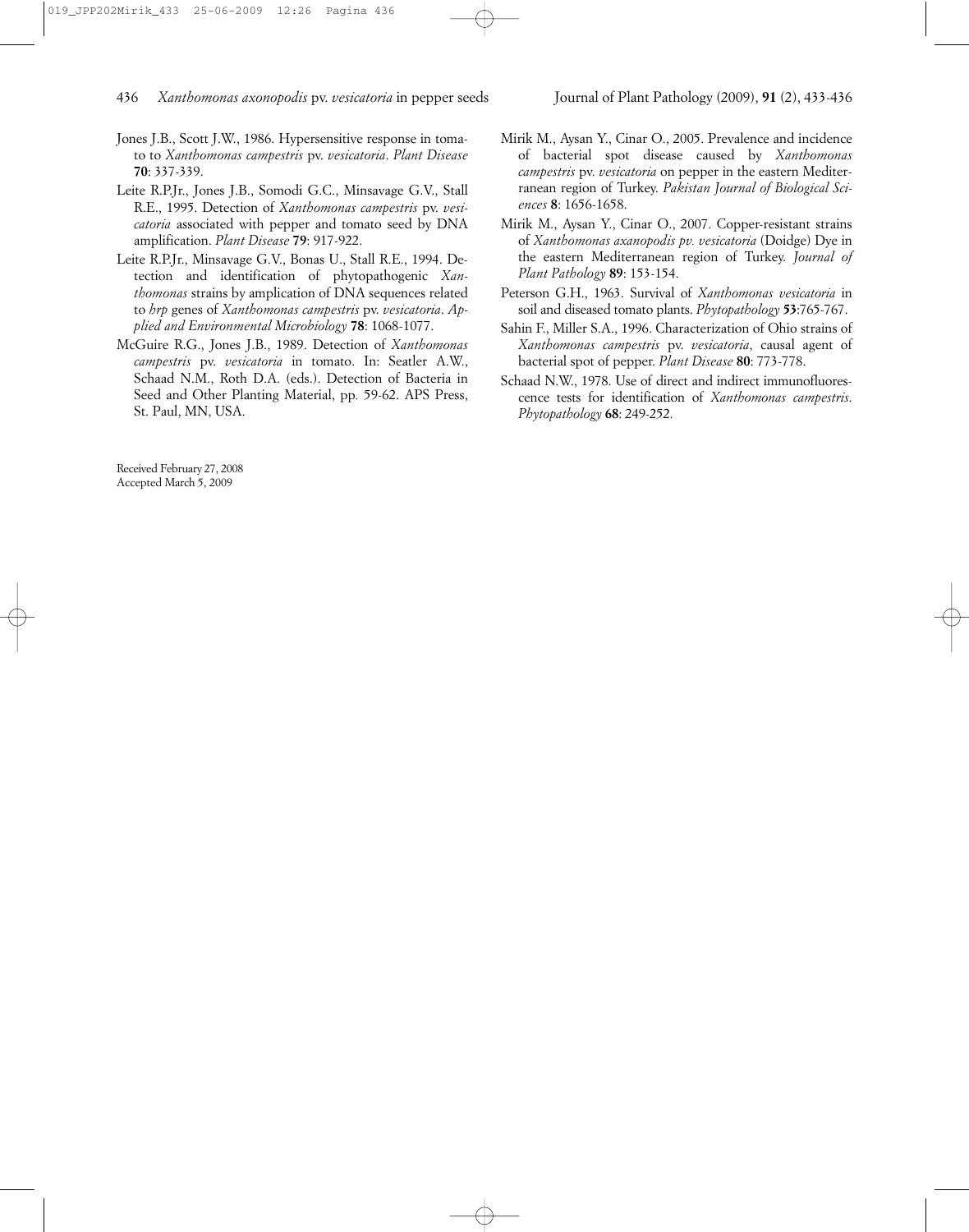Jones J.B., Scott J.W., 1986. Hypersensitive response in tomato to *Xanthomonas campestris* pv. *vesicatoria*. *Plant Disease* **70**: 337-339.

Leite R.P.Jr., Jones J.B., Somodi G.C., Minsavage G.V., Stall R.E., 1995. Detection of *Xanthomonas campestris* pv. *vesicatoria* associated with pepper and tomato seed by DNA amplification. *Plant Disease* **79**: 917-922.

Leite R.P.Jr., Minsavage G.V., Bonas U., Stall R.E., 1994. Detection and identification of phytopathogenic *Xanthomonas* strains by amplication of DNA sequences related to *hrp* genes of *Xanthomonas campestris* pv. *vesicatoria*. *Applied and Environmental Microbiology* **78**: 1068-1077.

McGuire R.G., Jones J.B., 1989. Detection of *Xanthomonas campestris* pv. *vesicatoria* in tomato. In: Seatler A.W., Schaad N.M., Roth D.A. (eds.). Detection of Bacteria in Seed and Other Planting Material, pp. 59-62. APS Press, St. Paul, MN, USA.

Mirik M., Aysan Y., Cinar O., 2005. Prevalence and incidence of bacterial spot disease caused by *Xanthomonas campestris* pv. *vesicatoria* on pepper in the eastern Mediterranean region of Turkey. *Pakistan Journal of Biological Sciences* **8**: 1656-1658.

Mirik M., Aysan Y., Cinar O., 2007. Copper-resistant strains of *Xanthomonas axanopodis pv. vesicatoria* (Doidge) Dye in the eastern Mediterranean region of Turkey. *Journal of Plant Pathology* **89**: 153-154.

Peterson G.H., 1963. Survival of *Xanthomonas vesicatoria* in soil and diseased tomato plants. *Phytopathology* **53**:765-767.

Sahin F., Miller S.A., 1996. Characterization of Ohio strains of *Xanthomonas campestris* pv. *vesicatoria*, causal agent of bacterial spot of pepper. *Plant Disease* **80**: 773-778.

Schaad N.W., 1978. Use of direct and indirect immunofluorescence tests for identification of *Xanthomonas campestris*. *Phytopathology* **68**: 249-252.

Received February 27, 2008
Accepted March 5, 2009